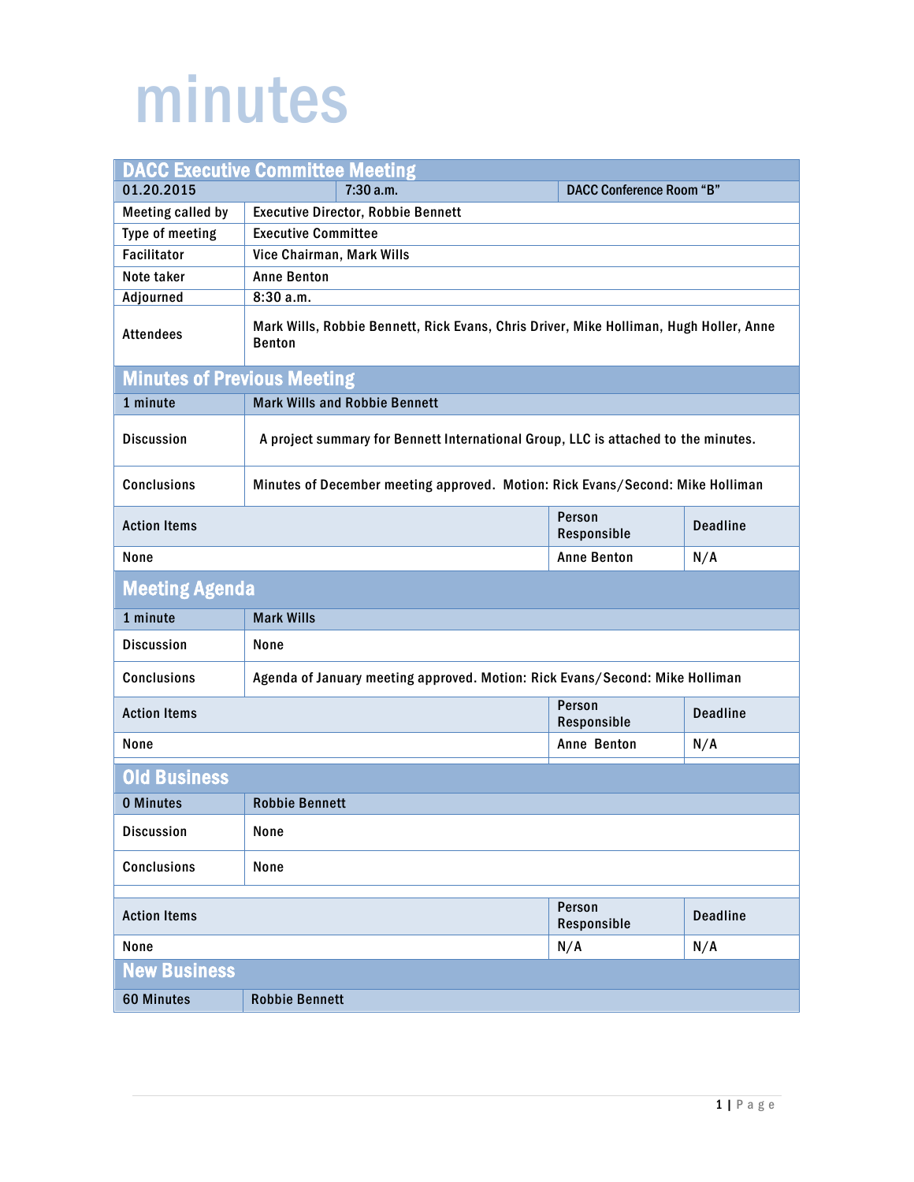# minutes

## DACC Executive Committee Meeting

| 01.20.2015 | 7:30 a.m. | DACC Conference Room "B" |
|---|---|---|

| | |
|---|---|
| Meeting called by | Executive Director, Robbie Bennett |
| Type of meeting | Executive Committee |
| Facilitator | Vice Chairman, Mark Wills |
| Note taker | Anne Benton |
| Adjourned | 8:30 a.m. |
| Attendees | Mark Wills, Robbie Bennett, Rick Evans, Chris Driver, Mike Holliman, Hugh Holler, Anne Benton |

## Minutes of Previous Meeting

| 1 minute | Mark Wills and Robbie Bennett |
|---|---|
| Discussion | A project summary for Bennett International Group, LLC is attached to the minutes. |
| Conclusions | Minutes of December meeting approved. Motion: Rick Evans/Second: Mike Holliman |

| Action Items | Person Responsible | Deadline |
|---|---|---|
| None | Anne Benton | N/A |

## Meeting Agenda

| 1 minute | Mark Wills |
|---|---|
| Discussion | None |
| Conclusions | Agenda of January meeting approved. Motion: Rick Evans/Second: Mike Holliman |

| Action Items | Person Responsible | Deadline |
|---|---|---|
| None | Anne Benton | N/A |

## Old Business

| 0 Minutes | Robbie Bennett |
|---|---|
| Discussion | None |
| Conclusions | None |

| Action Items | Person Responsible | Deadline |
|---|---|---|
| None | N/A | N/A |

## New Business

| 60 Minutes | Robbie Bennett |
|---|---|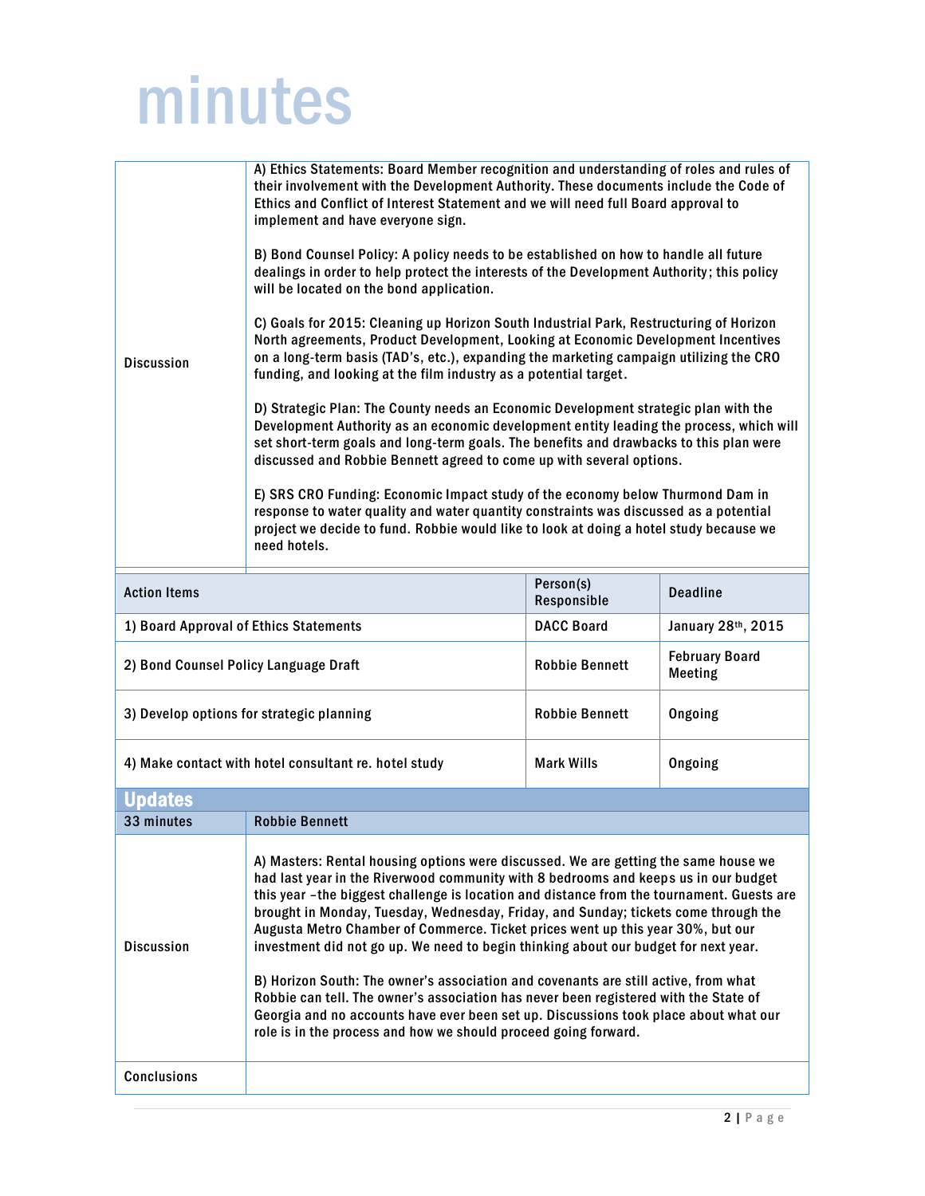# minutes

| | |
|---|---|
| Discussion | A) Ethics Statements: Board Member recognition and understanding of roles and rules of their involvement with the Development Authority. These documents include the Code of Ethics and Conflict of Interest Statement and we will need full Board approval to implement and have everyone sign.<br><br>B) Bond Counsel Policy: A policy needs to be established on how to handle all future dealings in order to help protect the interests of the Development Authority; this policy will be located on the bond application.<br><br>C) Goals for 2015: Cleaning up Horizon South Industrial Park, Restructuring of Horizon North agreements, Product Development, Looking at Economic Development Incentives on a long-term basis (TAD's, etc.), expanding the marketing campaign utilizing the CRO funding, and looking at the film industry as a potential target.<br><br>D) Strategic Plan: The County needs an Economic Development strategic plan with the Development Authority as an economic development entity leading the process, which will set short-term goals and long-term goals. The benefits and drawbacks to this plan were discussed and Robbie Bennett agreed to come up with several options.<br><br>E) SRS CRO Funding: Economic Impact study of the economy below Thurmond Dam in response to water quality and water quantity constraints was discussed as a potential project we decide to fund. Robbie would like to look at doing a hotel study because we need hotels. |

| Action Items | Person(s) Responsible | Deadline |
|---|---|---|
| 1) Board Approval of Ethics Statements | DACC Board | January 28th, 2015 |
| 2) Bond Counsel Policy Language Draft | Robbie Bennett | February Board Meeting |
| 3) Develop options for strategic planning | Robbie Bennett | Ongoing |
| 4) Make contact with hotel consultant re. hotel study | Mark Wills | Ongoing |

## Updates

| 33 minutes | Robbie Bennett |
|---|---|
| Discussion | A) Masters: Rental housing options were discussed. We are getting the same house we had last year in the Riverwood community with 8 bedrooms and keeps us in our budget this year –the biggest challenge is location and distance from the tournament. Guests are brought in Monday, Tuesday, Wednesday, Friday, and Sunday; tickets come through the Augusta Metro Chamber of Commerce. Ticket prices went up this year 30%, but our investment did not go up. We need to begin thinking about our budget for next year.<br><br>B) Horizon South: The owner's association and covenants are still active, from what Robbie can tell. The owner's association has never been registered with the State of Georgia and no accounts have ever been set up. Discussions took place about what our role is in the process and how we should proceed going forward. |
| Conclusions | |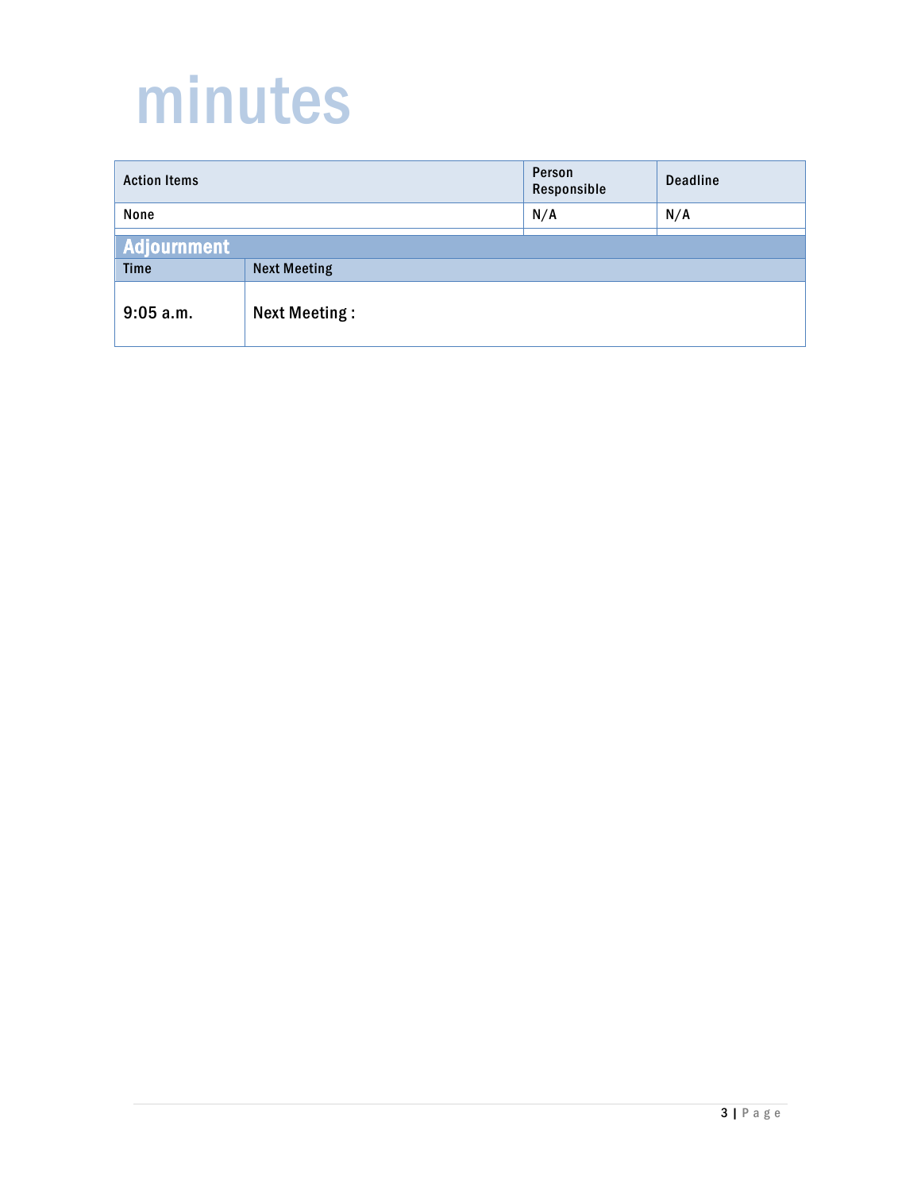# minutes

| Action Items | Person Responsible | Deadline |
|---|---|---|
| None | N/A | N/A |

## Adjournment

| Time | Next Meeting |
|---|---|
| 9:05 a.m. | Next Meeting : |